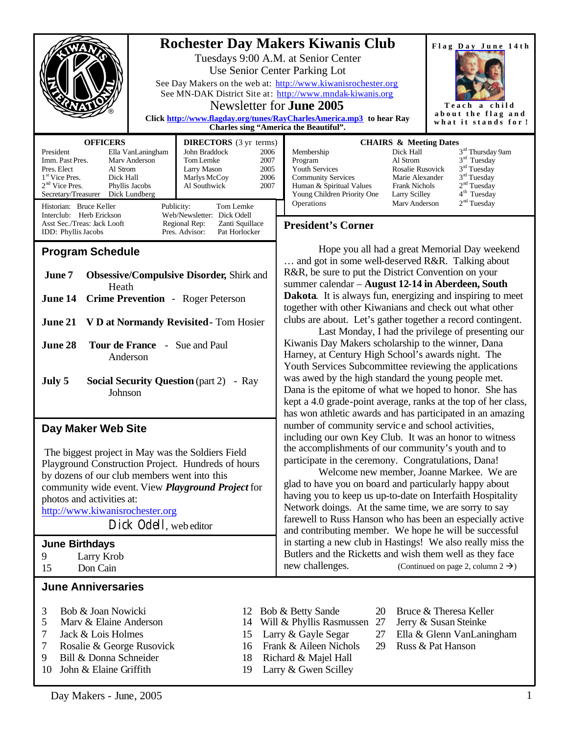# Rochester Day Makers Kiwanis Club

Tuesdays 9:00 A.M. at Senior Center
Use Senior Center Parking Lot

See Day Makers on the web at: http://www.kiwanisrochester.org
See MN-DAK District Site at: http://www.mndak-kiwanis.org

Newsletter for **June 2005**

**Click http://www.flagday.org/tunes/RayCharlesAmerica.mp3 to hear Ray Charles sing "America the Beautiful".**

**Flag Day June 14th**

**Teach a child about the flag and what it stands for!**

| OFFICERS | |
|---|---|
| President | Ella VanLaningham |
| Imm. Past Pres. | Marv Anderson |
| Pres. Elect | Al Strom |
| 1st Vice Pres. | Dick Hall |
| 2nd Vice Pres. | Phyllis Jacobs |
| Secretary/Treasurer | Dick Lundberg |

| DIRECTORS (3 yr terms) | |
|---|---|
| John Braddock | 2006 |
| Tom Lemke | 2007 |
| Larry Mason | 2005 |
| Marlys McCoy | 2006 |
| Al Southwick | 2007 |

Historian: Bruce Keller
Interclub: Herb Erickson
Asst Sec./Treas: Jack Looft
IDD: Phyllis Jacobs

Publicity: Tom Lemke
Web/Newsletter: Dick Odell
Regional Rep: Zanti Squillace
Pres. Advisor: Pat Horlocker

| CHAIRS & Meeting Dates | | |
|---|---|---|
| Membership | Dick Hall | 3rd Thursday 9am |
| Program | Al Strom | 3rd Tuesday |
| Youth Services | Rosalie Rusovick | 3rd Tuesday |
| Community Services | Marie Alexander | 3rd Tuesday |
| Human & Spiritual Values | Frank Nichols | 2nd Tuesday |
| Young Children Priority One | Larry Scilley | 4th Tuesday |
| Operations | Marv Anderson | 2nd Tuesday |

## Program Schedule

**June 7** **Obsessive/Compulsive Disorder,** Shirk and Heath

**June 14** **Crime Prevention** - Roger Peterson

**June 21** **V D at Normandy Revisited** - Tom Hosier

**June 28** **Tour de France** - Sue and Paul Anderson

**July 5** **Social Security Question** (part 2) - Ray Johnson

## Day Maker Web Site

The biggest project in May was the Soldiers Field Playground Construction Project. Hundreds of hours by dozens of our club members went into this community wide event. View ***Playground Project*** for photos and activities at: http://www.kiwanisrochester.org

Dick Odell, web editor

## June Birthdays

9 Larry Krob
15 Don Cain

## President's Corner

Hope you all had a great Memorial Day weekend … and got in some well-deserved R&R. Talking about R&R, be sure to put the District Convention on your summer calendar – **August 12-14 in Aberdeen, South Dakota**. It is always fun, energizing and inspiring to meet together with other Kiwanians and check out what other clubs are about. Let's gather together a record contingent.

Last Monday, I had the privilege of presenting our Kiwanis Day Makers scholarship to the winner, Dana Harney, at Century High School's awards night. The Youth Services Subcommittee reviewing the applications was awed by the high standard the young people met. Dana is the epitome of what we hoped to honor. She has kept a 4.0 grade-point average, ranks at the top of her class, has won athletic awards and has participated in an amazing number of community service and school activities, including our own Key Club. It was an honor to witness the accomplishments of our community's youth and to participate in the ceremony. Congratulations, Dana!

Welcome new member, Joanne Markee. We are glad to have you on board and particularly happy about having you to keep us up-to-date on Interfaith Hospitality Network doings. At the same time, we are sorry to say farewell to Russ Hanson who has been an especially active and contributing member. We hope he will be successful in starting a new club in Hastings! We also really miss the Butlers and the Ricketts and wish them well as they face new challenges.

(Continued on page 2, column 2 →)

## June Anniversaries

3 Bob & Joan Nowicki
5 Marv & Elaine Anderson
7 Jack & Lois Holmes
7 Rosalie & George Rusovick
9 Bill & Donna Schneider
10 John & Elaine Griffith
12 Bob & Betty Sande
14 Will & Phyllis Rasmussen
15 Larry & Gayle Segar
16 Frank & Aileen Nichols
18 Richard & Majel Hall
19 Larry & Gwen Scilley
20 Bruce & Theresa Keller
27 Jerry & Susan Steinke
27 Ella & Glenn VanLaningham
29 Russ & Pat Hanson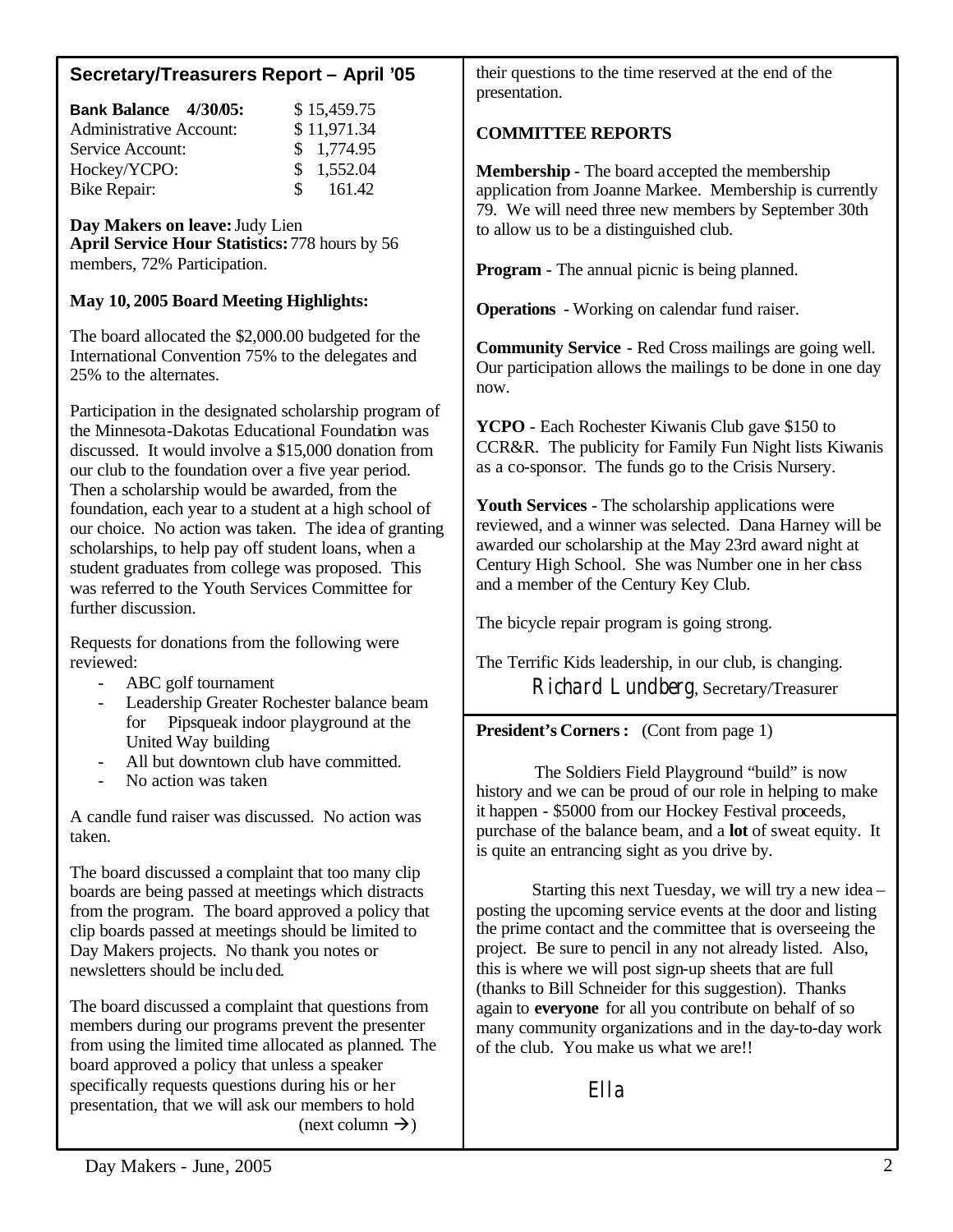## Secretary/Treasurers Report – April '05

| **Bank Balance 4/30/05:** | $ 15,459.75 |
|---|---|
| Administrative Account: | $ 11,971.34 |
| Service Account: | $ 1,774.95 |
| Hockey/YCPO: | $ 1,552.04 |
| Bike Repair: | $ 161.42 |

**Day Makers on leave:** Judy Lien
**April Service Hour Statistics:** 778 hours by 56 members, 72% Participation.

### May 10, 2005 Board Meeting Highlights:

The board allocated the $2,000.00 budgeted for the International Convention 75% to the delegates and 25% to the alternates.

Participation in the designated scholarship program of the Minnesota-Dakotas Educational Foundation was discussed. It would involve a $15,000 donation from our club to the foundation over a five year period. Then a scholarship would be awarded, from the foundation, each year to a student at a high school of our choice. No action was taken. The idea of granting scholarships, to help pay off student loans, when a student graduates from college was proposed. This was referred to the Youth Services Committee for further discussion.

Requests for donations from the following were reviewed:

- ABC golf tournament
- Leadership Greater Rochester balance beam for Pipsqueak indoor playground at the United Way building
- All but downtown club have committed.
- No action was taken

A candle fund raiser was discussed. No action was taken.

The board discussed a complaint that too many clip boards are being passed at meetings which distracts from the program. The board approved a policy that clip boards passed at meetings should be limited to Day Makers projects. No thank you notes or newsletters should be included.

The board discussed a complaint that questions from members during our programs prevent the presenter from using the limited time allocated as planned. The board approved a policy that unless a speaker specifically requests questions during his or her presentation, that we will ask our members to hold their questions to the time reserved at the end of the presentation.

### COMMITTEE REPORTS

**Membership** - The board accepted the membership application from Joanne Markee. Membership is currently 79. We will need three new members by September 30th to allow us to be a distinguished club.

**Program** - The annual picnic is being planned.

**Operations** - Working on calendar fund raiser.

**Community Service** - Red Cross mailings are going well. Our participation allows the mailings to be done in one day now.

**YCPO** - Each Rochester Kiwanis Club gave $150 to CCR&R. The publicity for Family Fun Night lists Kiwanis as a co-sponsor. The funds go to the Crisis Nursery.

**Youth Services** - The scholarship applications were reviewed, and a winner was selected. Dana Harney will be awarded our scholarship at the May 23rd award night at Century High School. She was Number one in her class and a member of the Century Key Club.

The bicycle repair program is going strong.

The Terrific Kids leadership, in our club, is changing.

Richard Lundberg, Secretary/Treasurer

**President's Corners:** (Cont from page 1)

The Soldiers Field Playground "build" is now history and we can be proud of our role in helping to make it happen - $5000 from our Hockey Festival proceeds, purchase of the balance beam, and a **lot** of sweat equity. It is quite an entrancing sight as you drive by.

Starting this next Tuesday, we will try a new idea – posting the upcoming service events at the door and listing the prime contact and the committee that is overseeing the project. Be sure to pencil in any not already listed. Also, this is where we will post sign-up sheets that are full (thanks to Bill Schneider for this suggestion). Thanks again to **everyone** for all you contribute on behalf of so many community organizations and in the day-to-day work of the club. You make us what we are!!

Ella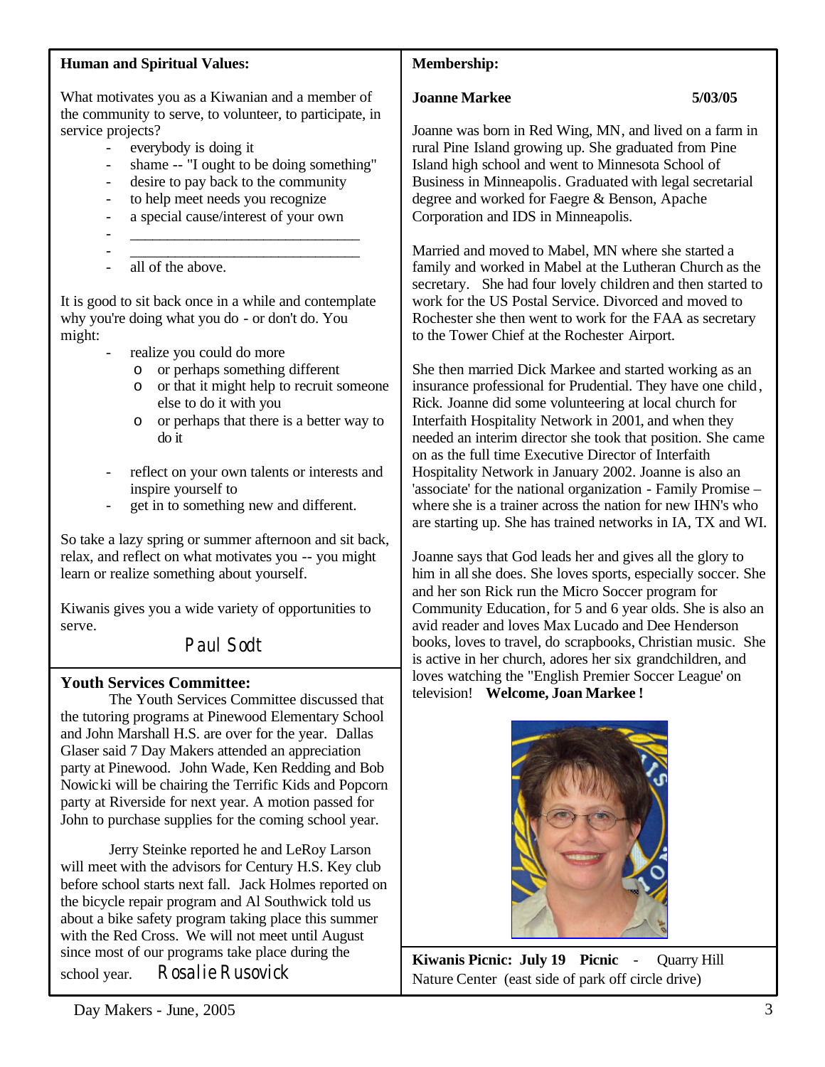## Human and Spiritual Values:

What motivates you as a Kiwanian and a member of the community to serve, to volunteer, to participate, in service projects?

- everybody is doing it
- shame -- "I ought to be doing something"
- desire to pay back to the community
- to help meet needs you recognize
- a special cause/interest of your own
- ______________________________
- ______________________________
- all of the above.

It is good to sit back once in a while and contemplate why you're doing what you do - or don't do. You might:

- realize you could do more
  - or perhaps something different
  - or that it might help to recruit someone else to do it with you
  - or perhaps that there is a better way to do it
- reflect on your own talents or interests and inspire yourself to
- get in to something new and different.

So take a lazy spring or summer afternoon and sit back, relax, and reflect on what motivates you -- you might learn or realize something about yourself.

Kiwanis gives you a wide variety of opportunities to serve.

Paul Sodt

## Youth Services Committee:

The Youth Services Committee discussed that the tutoring programs at Pinewood Elementary School and John Marshall H.S. are over for the year. Dallas Glaser said 7 Day Makers attended an appreciation party at Pinewood. John Wade, Ken Redding and Bob Nowicki will be chairing the Terrific Kids and Popcorn party at Riverside for next year. A motion passed for John to purchase supplies for the coming school year.

Jerry Steinke reported he and LeRoy Larson will meet with the advisors for Century H.S. Key club before school starts next fall. Jack Holmes reported on the bicycle repair program and Al Southwick told us about a bike safety program taking place this summer with the Red Cross. We will not meet until August since most of our programs take place during the school year. Rosalie Rusovick

## Membership:

**Joanne Markee** **5/03/05**

Joanne was born in Red Wing, MN, and lived on a farm in rural Pine Island growing up. She graduated from Pine Island high school and went to Minnesota School of Business in Minneapolis. Graduated with legal secretarial degree and worked for Faegre & Benson, Apache Corporation and IDS in Minneapolis.

Married and moved to Mabel, MN where she started a family and worked in Mabel at the Lutheran Church as the secretary. She had four lovely children and then started to work for the US Postal Service. Divorced and moved to Rochester she then went to work for the FAA as secretary to the Tower Chief at the Rochester Airport.

She then married Dick Markee and started working as an insurance professional for Prudential. They have one child, Rick. Joanne did some volunteering at local church for Interfaith Hospitality Network in 2001, and when they needed an interim director she took that position. She came on as the full time Executive Director of Interfaith Hospitality Network in January 2002. Joanne is also an 'associate' for the national organization - Family Promise – where she is a trainer across the nation for new IHN's who are starting up. She has trained networks in IA, TX and WI.

Joanne says that God leads her and gives all the glory to him in all she does. She loves sports, especially soccer. She and her son Rick run the Micro Soccer program for Community Education, for 5 and 6 year olds. She is also an avid reader and loves Max Lucado and Dee Henderson books, loves to travel, do scrapbooks, Christian music. She is active in her church, adores her six grandchildren, and loves watching the "English Premier Soccer League' on television! **Welcome, Joan Markee !**

**Kiwanis Picnic: July 19 Picnic** - Quarry Hill Nature Center (east side of park off circle drive)